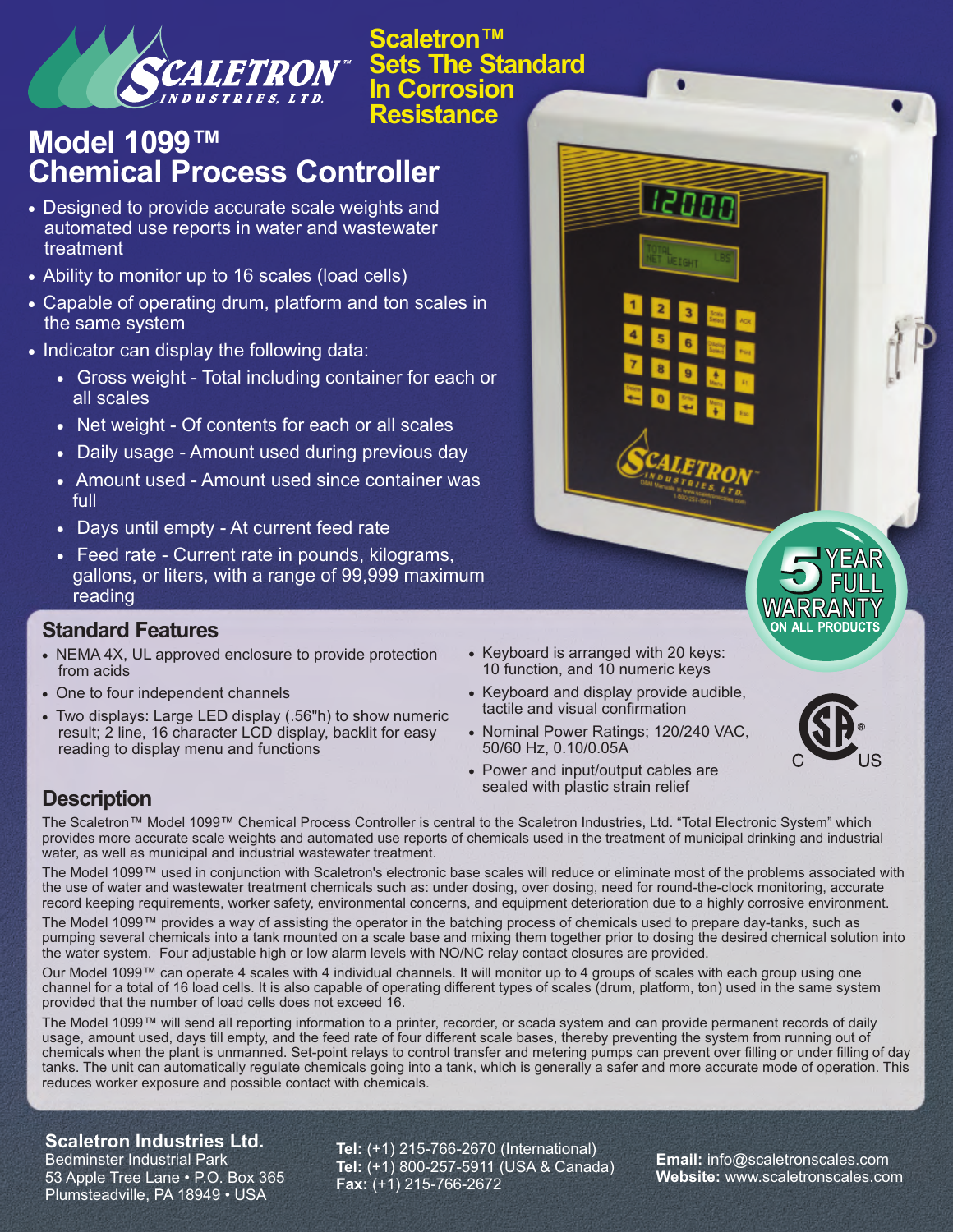**Scaletron™ Sets The Standard In Corrosion Resistance**

# Model 1099™ Chemical Process Controller

- Designed to provide accurate scale weights and automated use reports in water and wastewater treatment
- Ability to monitor up to 16 scales (load cells)
- Capable of operating drum, platform and ton scales in the same system
- Indicator can display the following data:
  - Gross weight - Total including container for each or all scales
  - Net weight - Of contents for each or all scales
  - Daily usage - Amount used during previous day
  - Amount used - Amount used since container was full
  - Days until empty - At current feed rate
  - Feed rate - Current rate in pounds, kilograms, gallons, or liters, with a range of 99,999 maximum reading

5 YEAR FULL WARRANTY ON ALL PRODUCTS

## Standard Features

- NEMA 4X, UL approved enclosure to provide protection from acids
- One to four independent channels
- Two displays: Large LED display (.56"h) to show numeric result; 2 line, 16 character LCD display, backlit for easy reading to display menu and functions
- Keyboard is arranged with 20 keys: 10 function, and 10 numeric keys
- Keyboard and display provide audible, tactile and visual confirmation
- Nominal Power Ratings; 120/240 VAC, 50/60 Hz, 0.10/0.05A
- Power and input/output cables are sealed with plastic strain relief

## Description

The Scaletron™ Model 1099™ Chemical Process Controller is central to the Scaletron Industries, Ltd. "Total Electronic System" which provides more accurate scale weights and automated use reports of chemicals used in the treatment of municipal drinking and industrial water, as well as municipal and industrial wastewater treatment.

The Model 1099™ used in conjunction with Scaletron's electronic base scales will reduce or eliminate most of the problems associated with the use of water and wastewater treatment chemicals such as: under dosing, over dosing, need for round-the-clock monitoring, accurate record keeping requirements, worker safety, environmental concerns, and equipment deterioration due to a highly corrosive environment.

The Model 1099™ provides a way of assisting the operator in the batching process of chemicals used to prepare day-tanks, such as pumping several chemicals into a tank mounted on a scale base and mixing them together prior to dosing the desired chemical solution into the water system. Four adjustable high or low alarm levels with NO/NC relay contact closures are provided.

Our Model 1099™ can operate 4 scales with 4 individual channels. It will monitor up to 4 groups of scales with each group using one channel for a total of 16 load cells. It is also capable of operating different types of scales (drum, platform, ton) used in the same system provided that the number of load cells does not exceed 16.

The Model 1099™ will send all reporting information to a printer, recorder, or scada system and can provide permanent records of daily usage, amount used, days till empty, and the feed rate of four different scale bases, thereby preventing the system from running out of chemicals when the plant is unmanned. Set-point relays to control transfer and metering pumps can prevent over filling or under filling of day tanks. The unit can automatically regulate chemicals going into a tank, which is generally a safer and more accurate mode of operation. This reduces worker exposure and possible contact with chemicals.

**Scaletron Industries Ltd.**
Bedminster Industrial Park
53 Apple Tree Lane • P.O. Box 365
Plumsteadville, PA 18949 • USA

**Tel:** (+1) 215-766-2670 (International)
**Tel:** (+1) 800-257-5911 (USA & Canada)
**Fax:** (+1) 215-766-2672

**Email:** info@scaletronscales.com
**Website:** www.scaletronscales.com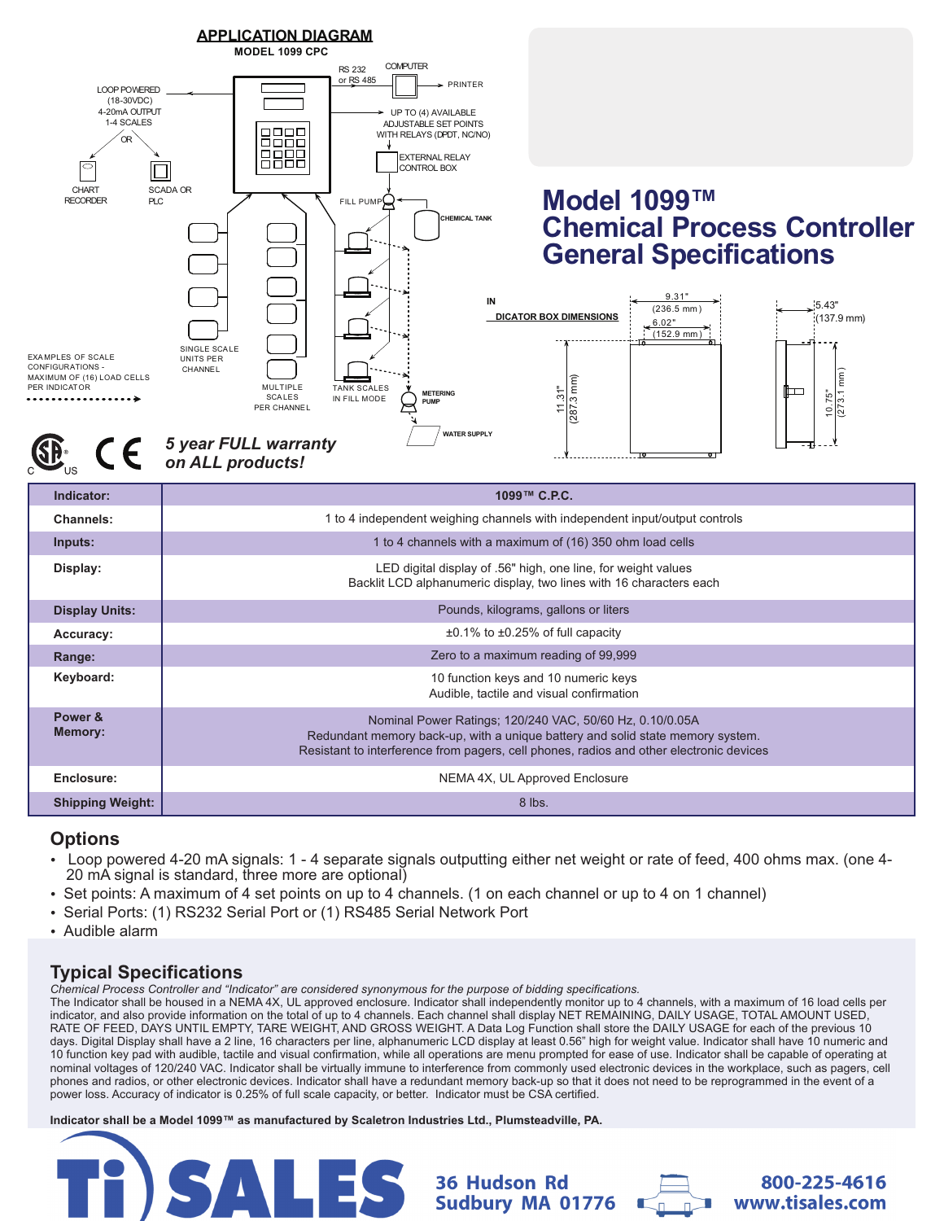## APPLICATION DIAGRAM

MODEL 1099 CPC

LOOP POWERED (18-30VDC) 4-20mA OUTPUT 1-4 SCALES

OR

CHART RECORDER

SCADA OR PLC

RS 232 or RS 485

COMPUTER

PRINTER

UP TO (4) AVAILABLE ADJUSTABLE SET POINTS WITH RELAYS (DPDT, NC/NO)

EXTERNAL RELAY CONTROL BOX

FILL PUMP

CHEMICAL TANK

EXAMPLES OF SCALE CONFIGURATIONS - MAXIMUM OF (16) LOAD CELLS PER INDICATOR

SINGLE SCALE UNITS PER CHANNEL

MULTIPLE SCALES PER CHANNEL

TANK SCALES IN FILL MODE

METERING PUMP

WATER SUPPLY

INDICATOR BOX DIMENSIONS

9.31" (236.5 mm)

6.02" (152.9 mm)

11.31" (287.3 mm)

5.43" (137.9 mm)

10.75" (273.1 mm)

# Model 1099™ Chemical Process Controller General Specifications

*5 year FULL warranty on ALL products!*

| | |
|---|---|
| **Indicator:** | **1099™ C.P.C.** |
| **Channels:** | 1 to 4 independent weighing channels with independent input/output controls |
| **Inputs:** | 1 to 4 channels with a maximum of (16) 350 ohm load cells |
| **Display:** | LED digital display of .56" high, one line, for weight values<br>Backlit LCD alphanumeric display, two lines with 16 characters each |
| **Display Units:** | Pounds, kilograms, gallons or liters |
| **Accuracy:** | ±0.1% to ±0.25% of full capacity |
| **Range:** | Zero to a maximum reading of 99,999 |
| **Keyboard:** | 10 function keys and 10 numeric keys<br>Audible, tactile and visual confirmation |
| **Power & Memory:** | Nominal Power Ratings; 120/240 VAC, 50/60 Hz, 0.10/0.05A<br>Redundant memory back-up, with a unique battery and solid state memory system.<br>Resistant to interference from pagers, cell phones, radios and other electronic devices |
| **Enclosure:** | NEMA 4X, UL Approved Enclosure |
| **Shipping Weight:** | 8 lbs. |

## Options

- Loop powered 4-20 mA signals: 1 - 4 separate signals outputting either net weight or rate of feed, 400 ohms max. (one 4-20 mA signal is standard, three more are optional)
- Set points: A maximum of 4 set points on up to 4 channels. (1 on each channel or up to 4 on 1 channel)
- Serial Ports: (1) RS232 Serial Port or (1) RS485 Serial Network Port
- Audible alarm

## Typical Specifications

*Chemical Process Controller and "Indicator" are considered synonymous for the purpose of bidding specifications.*

The Indicator shall be housed in a NEMA 4X, UL approved enclosure. Indicator shall independently monitor up to 4 channels, with a maximum of 16 load cells per indicator, and also provide information on the total of up to 4 channels. Each channel shall display NET REMAINING, DAILY USAGE, TOTAL AMOUNT USED, RATE OF FEED, DAYS UNTIL EMPTY, TARE WEIGHT, AND GROSS WEIGHT. A Data Log Function shall store the DAILY USAGE for each of the previous 10 days. Digital Display shall have a 2 line, 16 characters per line, alphanumeric LCD display at least 0.56" high for weight value. Indicator shall have 10 numeric and 10 function key pad with audible, tactile and visual confirmation, while all operations are menu prompted for ease of use. Indicator shall be capable of operating at nominal voltages of 120/240 VAC. Indicator shall be virtually immune to interference from commonly used electronic devices in the workplace, such as pagers, cell phones and radios, or other electronic devices. Indicator shall have a redundant memory back-up so that it does not need to be reprogrammed in the event of a power loss. Accuracy of indicator is 0.25% of full scale capacity, or better. Indicator must be CSA certified.

**Indicator shall be a Model 1099™ as manufactured by Scaletron Industries Ltd., Plumsteadville, PA.**

Ti SALES

36 Hudson Rd
Sudbury MA 01776

800-225-4616
www.tisales.com